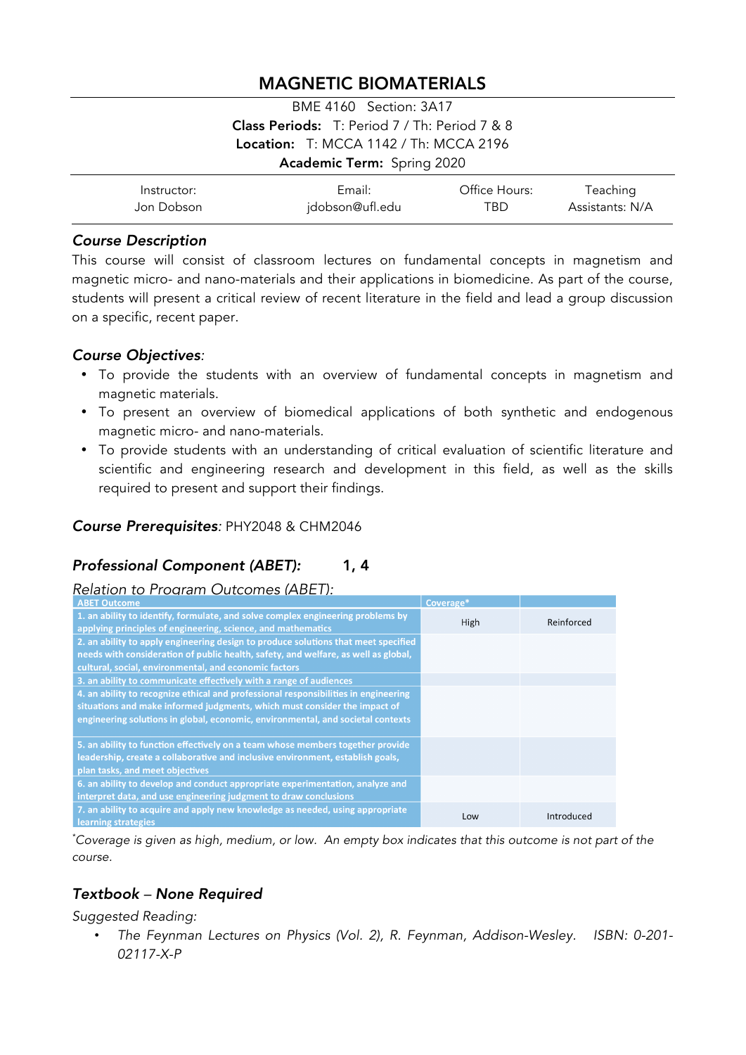# MAGNETIC BIOMATERIALS

BME 4160 Section: 3A17

**Class Periods:** T: Period 7 / Th: Period 7 & 8

**Location:** T: MCCA 1142 / Th: MCCA 2196

**Academic Term:** Spring 2020

| Instructor: | Email: | Office Hours: | Teaching |
|---|---|---|---|
| Jon Dobson | jdobson@ufl.edu | TBD | Assistants: N/A |

### *Course Description*

This course will consist of classroom lectures on fundamental concepts in magnetism and magnetic micro- and nano-materials and their applications in biomedicine. As part of the course, students will present a critical review of recent literature in the field and lead a group discussion on a specific, recent paper.

### *Course Objectives*:

- To provide the students with an overview of fundamental concepts in magnetism and magnetic materials.
- To present an overview of biomedical applications of both synthetic and endogenous magnetic micro- and nano-materials.
- To provide students with an understanding of critical evaluation of scientific literature and scientific and engineering research and development in this field, as well as the skills required to present and support their findings.

### *Course Prerequisites*: PHY2048 & CHM2046

### *Professional Component (ABET):* 1, 4

*Relation to Program Outcomes (ABET):*

| ABET Outcome | Coverage* | |
|---|---|---|
| 1. an ability to identify, formulate, and solve complex engineering problems by applying principles of engineering, science, and mathematics | High | Reinforced |
| 2. an ability to apply engineering design to produce solutions that meet specified needs with consideration of public health, safety, and welfare, as well as global, cultural, social, environmental, and economic factors | | |
| 3. an ability to communicate effectively with a range of audiences | | |
| 4. an ability to recognize ethical and professional responsibilities in engineering situations and make informed judgments, which must consider the impact of engineering solutions in global, economic, environmental, and societal contexts | | |
| 5. an ability to function effectively on a team whose members together provide leadership, create a collaborative and inclusive environment, establish goals, plan tasks, and meet objectives | | |
| 6. an ability to develop and conduct appropriate experimentation, analyze and interpret data, and use engineering judgment to draw conclusions | | |
| 7. an ability to acquire and apply new knowledge as needed, using appropriate learning strategies | Low | Introduced |

*\*Coverage is given as high, medium, or low. An empty box indicates that this outcome is not part of the course.*

### *Textbook – None Required*

*Suggested Reading:*

- *The Feynman Lectures on Physics (Vol. 2), R. Feynman, Addison-Wesley. ISBN: 0-201-02117-X-P*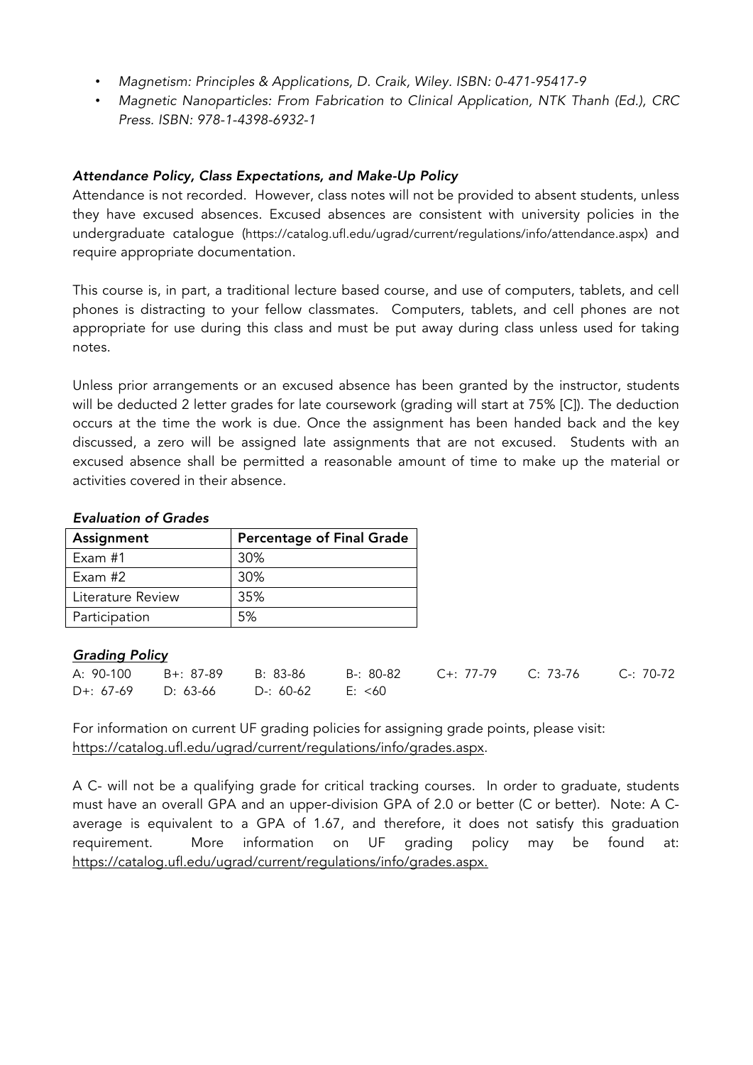- *Magnetism: Principles & Applications, D. Craik, Wiley. ISBN: 0-471-95417-9*
- *Magnetic Nanoparticles: From Fabrication to Clinical Application, NTK Thanh (Ed.), CRC Press. ISBN: 978-1-4398-6932-1*

### *Attendance Policy, Class Expectations, and Make-Up Policy*

Attendance is not recorded. However, class notes will not be provided to absent students, unless they have excused absences. Excused absences are consistent with university policies in the undergraduate catalogue (https://catalog.ufl.edu/ugrad/current/regulations/info/attendance.aspx) and require appropriate documentation.

This course is, in part, a traditional lecture based course, and use of computers, tablets, and cell phones is distracting to your fellow classmates. Computers, tablets, and cell phones are not appropriate for use during this class and must be put away during class unless used for taking notes.

Unless prior arrangements or an excused absence has been granted by the instructor, students will be deducted 2 letter grades for late coursework (grading will start at 75% [C]). The deduction occurs at the time the work is due. Once the assignment has been handed back and the key discussed, a zero will be assigned late assignments that are not excused. Students with an excused absence shall be permitted a reasonable amount of time to make up the material or activities covered in their absence.

### *Evaluation of Grades*

| Assignment | Percentage of Final Grade |
|---|---|
| Exam #1 | 30% |
| Exam #2 | 30% |
| Literature Review | 35% |
| Participation | 5% |

### ***Grading Policy***

A: 90-100 B+: 87-89 B: 83-86 B-: 80-82 C+: 77-79 C: 73-76 C-: 70-72
D+: 67-69 D: 63-66 D-: 60-62 E: <60

For information on current UF grading policies for assigning grade points, please visit: https://catalog.ufl.edu/ugrad/current/regulations/info/grades.aspx.

A C- will not be a qualifying grade for critical tracking courses. In order to graduate, students must have an overall GPA and an upper-division GPA of 2.0 or better (C or better). Note: A C- average is equivalent to a GPA of 1.67, and therefore, it does not satisfy this graduation requirement. More information on UF grading policy may be found at: https://catalog.ufl.edu/ugrad/current/regulations/info/grades.aspx.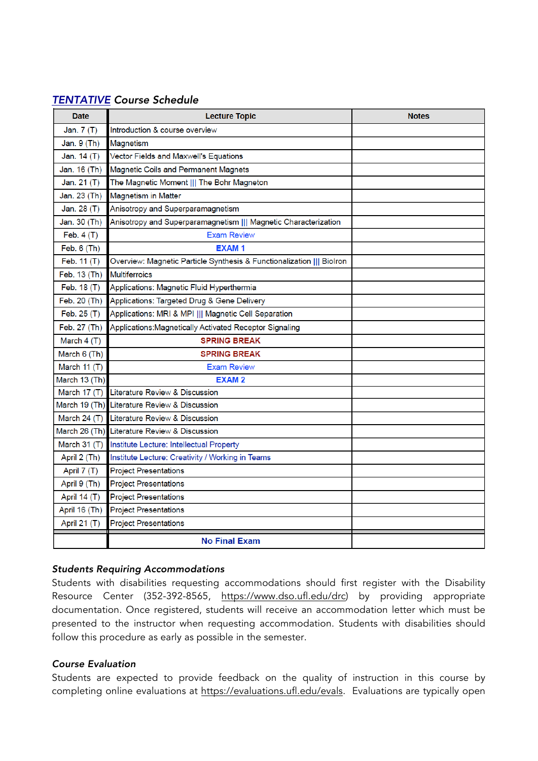### *TENTATIVE* *Course Schedule*

| Date | Lecture Topic | Notes |
|---|---|---|
| Jan. 7 (T) | Introduction & course overview | |
| Jan. 9 (Th) | Magnetism | |
| Jan. 14 (T) | Vector Fields and Maxwell's Equations | |
| Jan. 16 (Th) | Magnetic Coils and Permanent Magnets | |
| Jan. 21 (T) | The Magnetic Moment \|\|\| The Bohr Magneton | |
| Jan. 23 (Th) | Magnetism in Matter | |
| Jan. 28 (T) | Anisotropy and Superparamagnetism | |
| Jan. 30 (Th) | Anisotropy and Superparamagnetism \|\|\| Magnetic Characterization | |
| Feb. 4 (T) | Exam Review | |
| Feb. 6 (Th) | **EXAM 1** | |
| Feb. 11 (T) | Overview: Magnetic Particle Synthesis & Functionalization \|\|\| BioIron | |
| Feb. 13 (Th) | Multiferroics | |
| Feb. 18 (T) | Applications: Magnetic Fluid Hyperthermia | |
| Feb. 20 (Th) | Applications: Targeted Drug & Gene Delivery | |
| Feb. 25 (T) | Applications: MRI & MPI \|\|\| Magnetic Cell Separation | |
| Feb. 27 (Th) | Applications:Magnetically Activated Receptor Signaling | |
| March 4 (T) | **SPRING BREAK** | |
| March 6 (Th) | **SPRING BREAK** | |
| March 11 (T) | Exam Review | |
| March 13 (Th) | **EXAM 2** | |
| March 17 (T) | Literature Review & Discussion | |
| March 19 (Th) | Literature Review & Discussion | |
| March 24 (T) | Literature Review & Discussion | |
| March 26 (Th) | Literature Review & Discussion | |
| March 31 (T) | Institute Lecture: Intellectual Property | |
| April 2 (Th) | Institute Lecture: Creativity / Working in Teams | |
| April 7 (T) | Project Presentations | |
| April 9 (Th) | Project Presentations | |
| April 14 (T) | Project Presentations | |
| April 16 (Th) | Project Presentations | |
| April 21 (T) | Project Presentations | |
| | **No Final Exam** | |

### *Students Requiring Accommodations*

Students with disabilities requesting accommodations should first register with the Disability Resource Center (352-392-8565, https://www.dso.ufl.edu/drc) by providing appropriate documentation. Once registered, students will receive an accommodation letter which must be presented to the instructor when requesting accommodation. Students with disabilities should follow this procedure as early as possible in the semester.

### *Course Evaluation*

Students are expected to provide feedback on the quality of instruction in this course by completing online evaluations at https://evaluations.ufl.edu/evals. Evaluations are typically open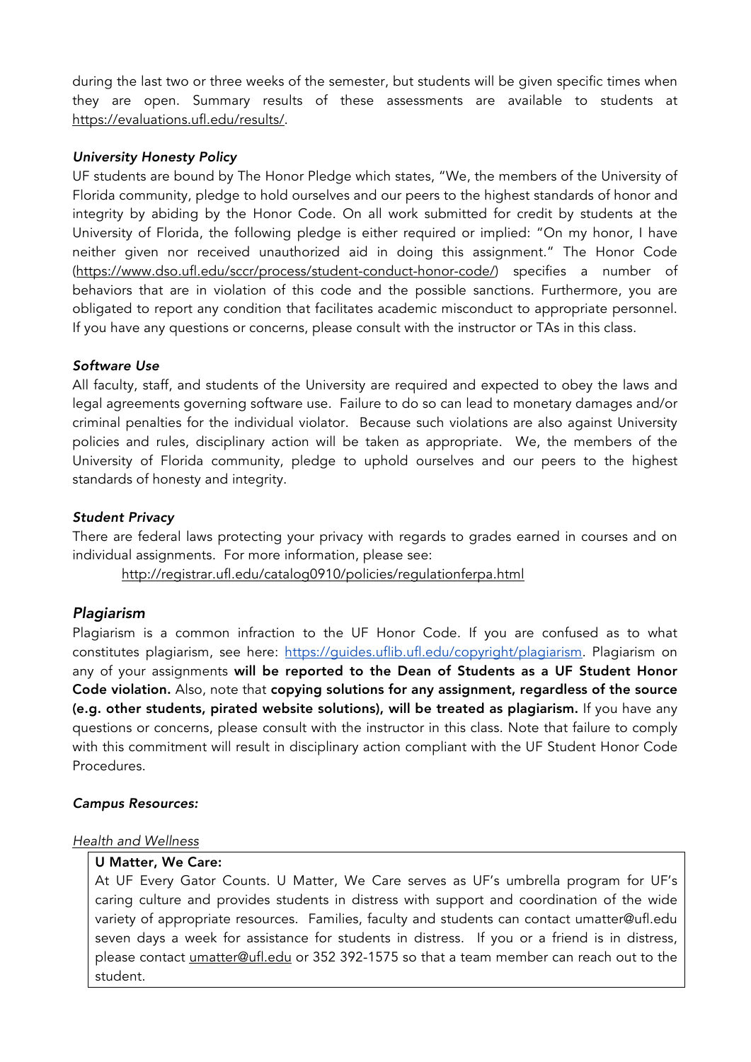during the last two or three weeks of the semester, but students will be given specific times when they are open. Summary results of these assessments are available to students at https://evaluations.ufl.edu/results/.

### *University Honesty Policy*

UF students are bound by The Honor Pledge which states, "We, the members of the University of Florida community, pledge to hold ourselves and our peers to the highest standards of honor and integrity by abiding by the Honor Code. On all work submitted for credit by students at the University of Florida, the following pledge is either required or implied: "On my honor, I have neither given nor received unauthorized aid in doing this assignment." The Honor Code (https://www.dso.ufl.edu/sccr/process/student-conduct-honor-code/) specifies a number of behaviors that are in violation of this code and the possible sanctions. Furthermore, you are obligated to report any condition that facilitates academic misconduct to appropriate personnel. If you have any questions or concerns, please consult with the instructor or TAs in this class.

### *Software Use*

All faculty, staff, and students of the University are required and expected to obey the laws and legal agreements governing software use. Failure to do so can lead to monetary damages and/or criminal penalties for the individual violator. Because such violations are also against University policies and rules, disciplinary action will be taken as appropriate. We, the members of the University of Florida community, pledge to uphold ourselves and our peers to the highest standards of honesty and integrity.

### *Student Privacy*

There are federal laws protecting your privacy with regards to grades earned in courses and on individual assignments. For more information, please see:

http://registrar.ufl.edu/catalog0910/policies/regulationferpa.html

## *Plagiarism*

Plagiarism is a common infraction to the UF Honor Code. If you are confused as to what constitutes plagiarism, see here: https://guides.uflib.ufl.edu/copyright/plagiarism. Plagiarism on any of your assignments **will be reported to the Dean of Students as a UF Student Honor Code violation.** Also, note that **copying solutions for any assignment, regardless of the source (e.g. other students, pirated website solutions), will be treated as plagiarism.** If you have any questions or concerns, please consult with the instructor in this class. Note that failure to comply with this commitment will result in disciplinary action compliant with the UF Student Honor Code Procedures.

### *Campus Resources:*

*Health and Wellness*

**U Matter, We Care:**

At UF Every Gator Counts. U Matter, We Care serves as UF's umbrella program for UF's caring culture and provides students in distress with support and coordination of the wide variety of appropriate resources. Families, faculty and students can contact umatter@ufl.edu seven days a week for assistance for students in distress. If you or a friend is in distress, please contact umatter@ufl.edu or 352 392-1575 so that a team member can reach out to the student.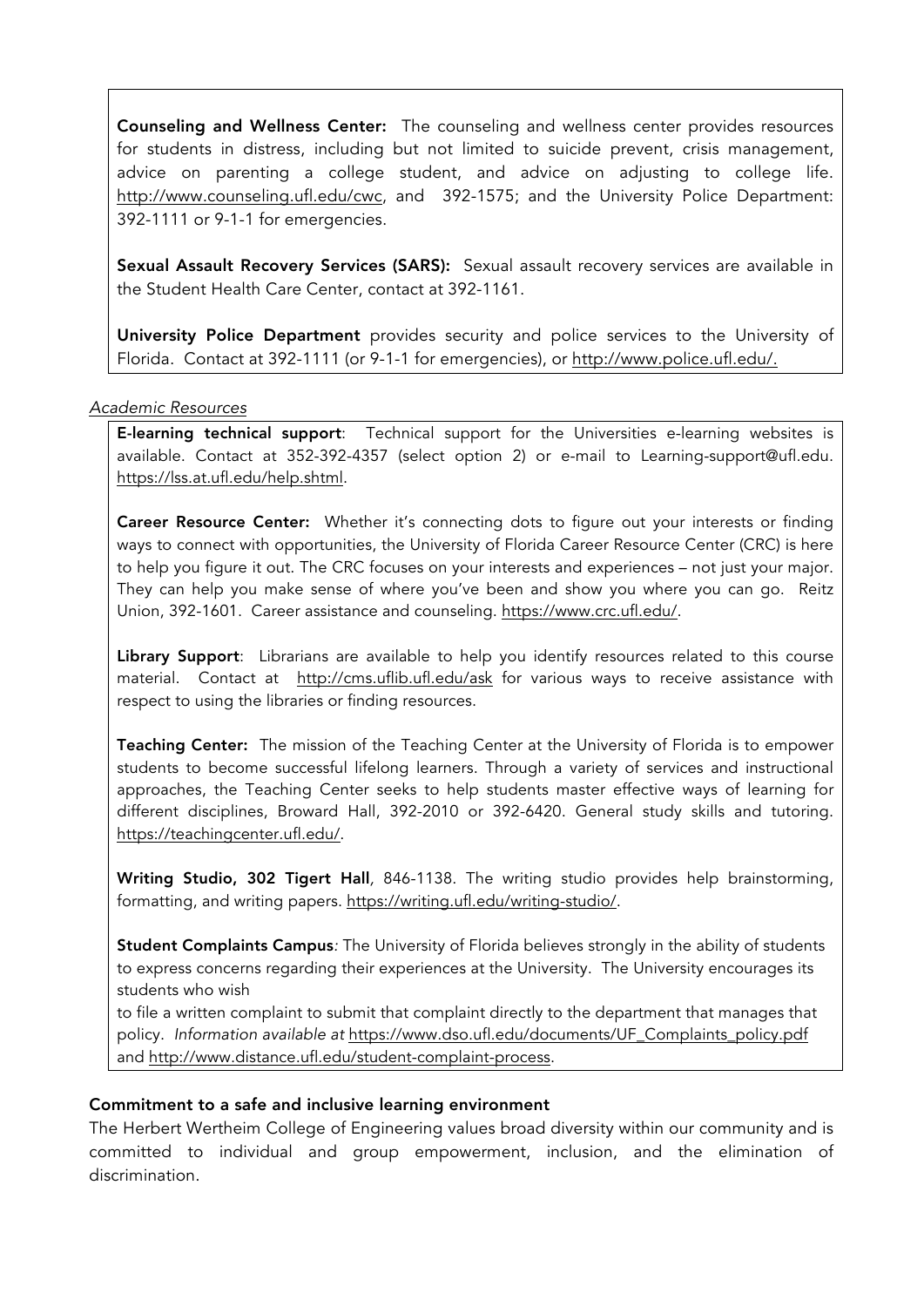**Counseling and Wellness Center:** The counseling and wellness center provides resources for students in distress, including but not limited to suicide prevent, crisis management, advice on parenting a college student, and advice on adjusting to college life. http://www.counseling.ufl.edu/cwc, and 392-1575; and the University Police Department: 392-1111 or 9-1-1 for emergencies.

**Sexual Assault Recovery Services (SARS):** Sexual assault recovery services are available in the Student Health Care Center, contact at 392-1161.

**University Police Department** provides security and police services to the University of Florida. Contact at 392-1111 (or 9-1-1 for emergencies), or http://www.police.ufl.edu/.

*Academic Resources*

**E-learning technical support**: Technical support for the Universities e-learning websites is available. Contact at 352-392-4357 (select option 2) or e-mail to Learning-support@ufl.edu. https://lss.at.ufl.edu/help.shtml.

**Career Resource Center:** Whether it's connecting dots to figure out your interests or finding ways to connect with opportunities, the University of Florida Career Resource Center (CRC) is here to help you figure it out. The CRC focuses on your interests and experiences – not just your major. They can help you make sense of where you've been and show you where you can go. Reitz Union, 392-1601. Career assistance and counseling. https://www.crc.ufl.edu/.

**Library Support**: Librarians are available to help you identify resources related to this course material. Contact at http://cms.uflib.ufl.edu/ask for various ways to receive assistance with respect to using the libraries or finding resources.

**Teaching Center:** The mission of the Teaching Center at the University of Florida is to empower students to become successful lifelong learners. Through a variety of services and instructional approaches, the Teaching Center seeks to help students master effective ways of learning for different disciplines, Broward Hall, 392-2010 or 392-6420. General study skills and tutoring. https://teachingcenter.ufl.edu/.

**Writing Studio, 302 Tigert Hall**, 846-1138. The writing studio provides help brainstorming, formatting, and writing papers. https://writing.ufl.edu/writing-studio/.

**Student Complaints Campus***:* The University of Florida believes strongly in the ability of students to express concerns regarding their experiences at the University. The University encourages its students who wish
to file a written complaint to submit that complaint directly to the department that manages that policy. *Information available at* https://www.dso.ufl.edu/documents/UF_Complaints_policy.pdf and http://www.distance.ufl.edu/student-complaint-process.

**Commitment to a safe and inclusive learning environment**

The Herbert Wertheim College of Engineering values broad diversity within our community and is committed to individual and group empowerment, inclusion, and the elimination of discrimination.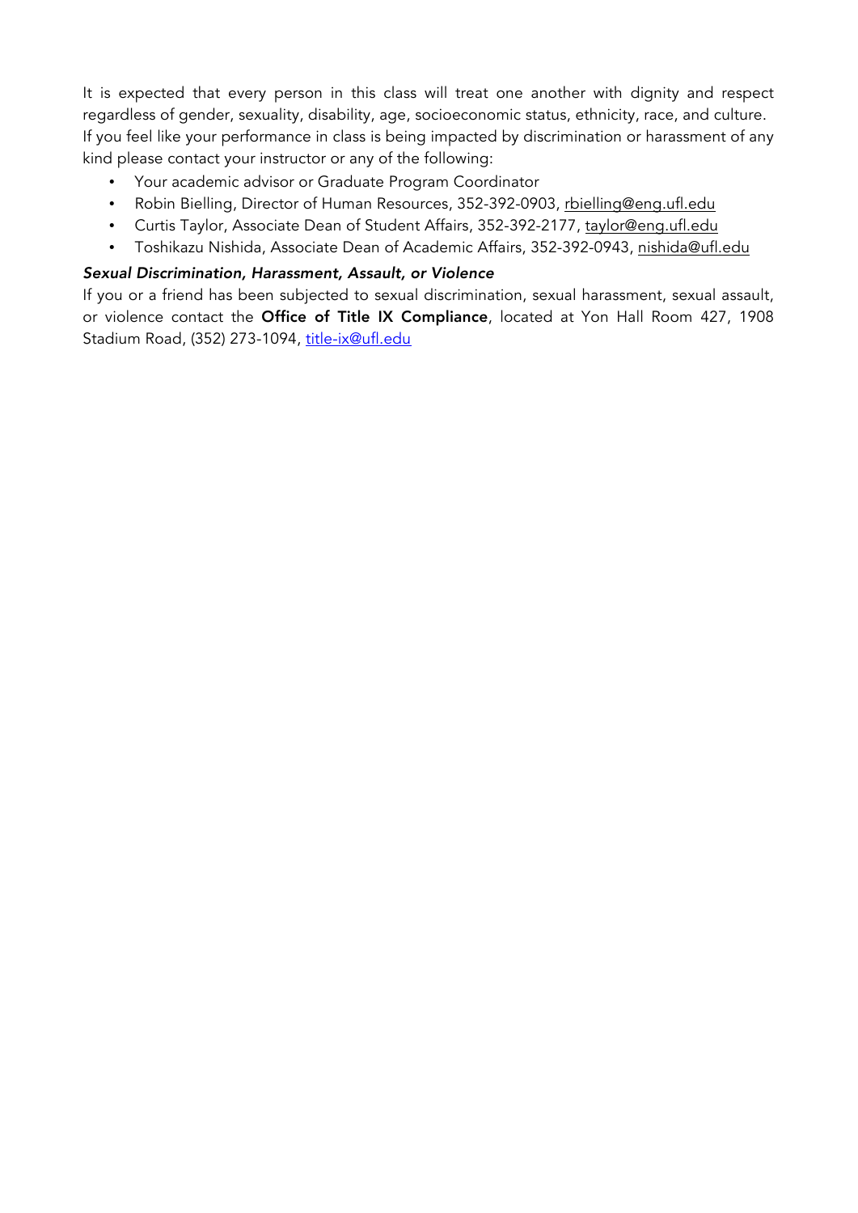It is expected that every person in this class will treat one another with dignity and respect regardless of gender, sexuality, disability, age, socioeconomic status, ethnicity, race, and culture. If you feel like your performance in class is being impacted by discrimination or harassment of any kind please contact your instructor or any of the following:

- Your academic advisor or Graduate Program Coordinator
- Robin Bielling, Director of Human Resources, 352-392-0903, rbielling@eng.ufl.edu
- Curtis Taylor, Associate Dean of Student Affairs, 352-392-2177, taylor@eng.ufl.edu
- Toshikazu Nishida, Associate Dean of Academic Affairs, 352-392-0943, nishida@ufl.edu

***Sexual Discrimination, Harassment, Assault, or Violence***

If you or a friend has been subjected to sexual discrimination, sexual harassment, sexual assault, or violence contact the **Office of Title IX Compliance**, located at Yon Hall Room 427, 1908 Stadium Road, (352) 273-1094, title-ix@ufl.edu